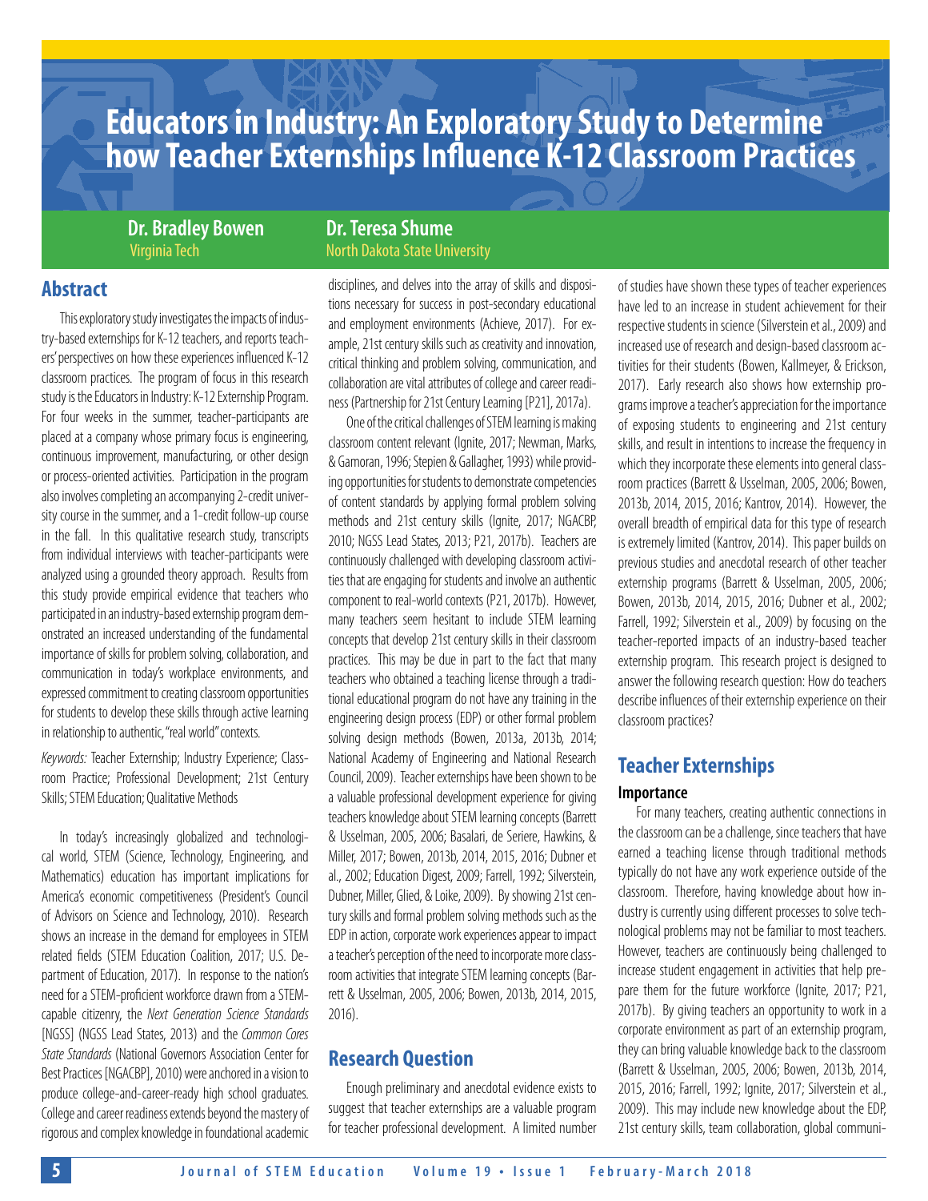# Educators in Industry: An Exploratory Study to Determine how Teacher Externships Influence K-12 Classroom Practices

**Dr. Bradley Bowen**
Virginia Tech

**Dr. Teresa Shume**
North Dakota State University

## Abstract

This exploratory study investigates the impacts of industry-based externships for K-12 teachers, and reports teachers' perspectives on how these experiences influenced K-12 classroom practices. The program of focus in this research study is the Educators in Industry: K-12 Externship Program. For four weeks in the summer, teacher-participants are placed at a company whose primary focus is engineering, continuous improvement, manufacturing, or other design or process-oriented activities. Participation in the program also involves completing an accompanying 2-credit university course in the summer, and a 1-credit follow-up course in the fall. In this qualitative research study, transcripts from individual interviews with teacher-participants were analyzed using a grounded theory approach. Results from this study provide empirical evidence that teachers who participated in an industry-based externship program demonstrated an increased understanding of the fundamental importance of skills for problem solving, collaboration, and communication in today's workplace environments, and expressed commitment to creating classroom opportunities for students to develop these skills through active learning in relationship to authentic, "real world" contexts.

*Keywords:* Teacher Externship; Industry Experience; Classroom Practice; Professional Development; 21st Century Skills; STEM Education; Qualitative Methods

In today's increasingly globalized and technological world, STEM (Science, Technology, Engineering, and Mathematics) education has important implications for America's economic competitiveness (President's Council of Advisors on Science and Technology, 2010). Research shows an increase in the demand for employees in STEM related fields (STEM Education Coalition, 2017; U.S. Department of Education, 2017). In response to the nation's need for a STEM-proficient workforce drawn from a STEM-capable citizenry, the *Next Generation Science Standards* [NGSS] (NGSS Lead States, 2013) and the *Common Cores State Standards* (National Governors Association Center for Best Practices [NGACBP], 2010) were anchored in a vision to produce college-and-career-ready high school graduates. College and career readiness extends beyond the mastery of rigorous and complex knowledge in foundational academic disciplines, and delves into the array of skills and dispositions necessary for success in post-secondary educational and employment environments (Achieve, 2017). For example, 21st century skills such as creativity and innovation, critical thinking and problem solving, communication, and collaboration are vital attributes of college and career readiness (Partnership for 21st Century Learning [P21], 2017a).

One of the critical challenges of STEM learning is making classroom content relevant (Ignite, 2017; Newman, Marks, & Gamoran, 1996; Stepien & Gallagher, 1993) while providing opportunities for students to demonstrate competencies of content standards by applying formal problem solving methods and 21st century skills (Ignite, 2017; NGACBP, 2010; NGSS Lead States, 2013; P21, 2017b). Teachers are continuously challenged with developing classroom activities that are engaging for students and involve an authentic component to real-world contexts (P21, 2017b). However, many teachers seem hesitant to include STEM learning concepts that develop 21st century skills in their classroom practices. This may be due in part to the fact that many teachers who obtained a teaching license through a traditional educational program do not have any training in the engineering design process (EDP) or other formal problem solving design methods (Bowen, 2013a, 2013b, 2014; National Academy of Engineering and National Research Council, 2009). Teacher externships have been shown to be a valuable professional development experience for giving teachers knowledge about STEM learning concepts (Barrett & Usselman, 2005, 2006; Basalari, de Seriere, Hawkins, & Miller, 2017; Bowen, 2013b, 2014, 2015, 2016; Dubner et al., 2002; Education Digest, 2009; Farrell, 1992; Silverstein, Dubner, Miller, Glied, & Loike, 2009). By showing 21st century skills and formal problem solving methods such as the EDP in action, corporate work experiences appear to impact a teacher's perception of the need to incorporate more classroom activities that integrate STEM learning concepts (Barrett & Usselman, 2005, 2006; Bowen, 2013b, 2014, 2015, 2016).

## Research Question

Enough preliminary and anecdotal evidence exists to suggest that teacher externships are a valuable program for teacher professional development. A limited number of studies have shown these types of teacher experiences have led to an increase in student achievement for their respective students in science (Silverstein et al., 2009) and increased use of research and design-based classroom activities for their students (Bowen, Kallmeyer, & Erickson, 2017). Early research also shows how externship programs improve a teacher's appreciation for the importance of exposing students to engineering and 21st century skills, and result in intentions to increase the frequency in which they incorporate these elements into general classroom practices (Barrett & Usselman, 2005, 2006; Bowen, 2013b, 2014, 2015, 2016; Kantrov, 2014). However, the overall breadth of empirical data for this type of research is extremely limited (Kantrov, 2014). This paper builds on previous studies and anecdotal research of other teacher externship programs (Barrett & Usselman, 2005, 2006; Bowen, 2013b, 2014, 2015, 2016; Dubner et al., 2002; Farrell, 1992; Silverstein et al., 2009) by focusing on the teacher-reported impacts of an industry-based teacher externship program. This research project is designed to answer the following research question: How do teachers describe influences of their externship experience on their classroom practices?

## Teacher Externships

### Importance

For many teachers, creating authentic connections in the classroom can be a challenge, since teachers that have earned a teaching license through traditional methods typically do not have any work experience outside of the classroom. Therefore, having knowledge about how industry is currently using different processes to solve technological problems may not be familiar to most teachers. However, teachers are continuously being challenged to increase student engagement in activities that help prepare them for the future workforce (Ignite, 2017; P21, 2017b). By giving teachers an opportunity to work in a corporate environment as part of an externship program, they can bring valuable knowledge back to the classroom (Barrett & Usselman, 2005, 2006; Bowen, 2013b, 2014, 2015, 2016; Farrell, 1992; Ignite, 2017; Silverstein et al., 2009). This may include new knowledge about the EDP, 21st century skills, team collaboration, global communi-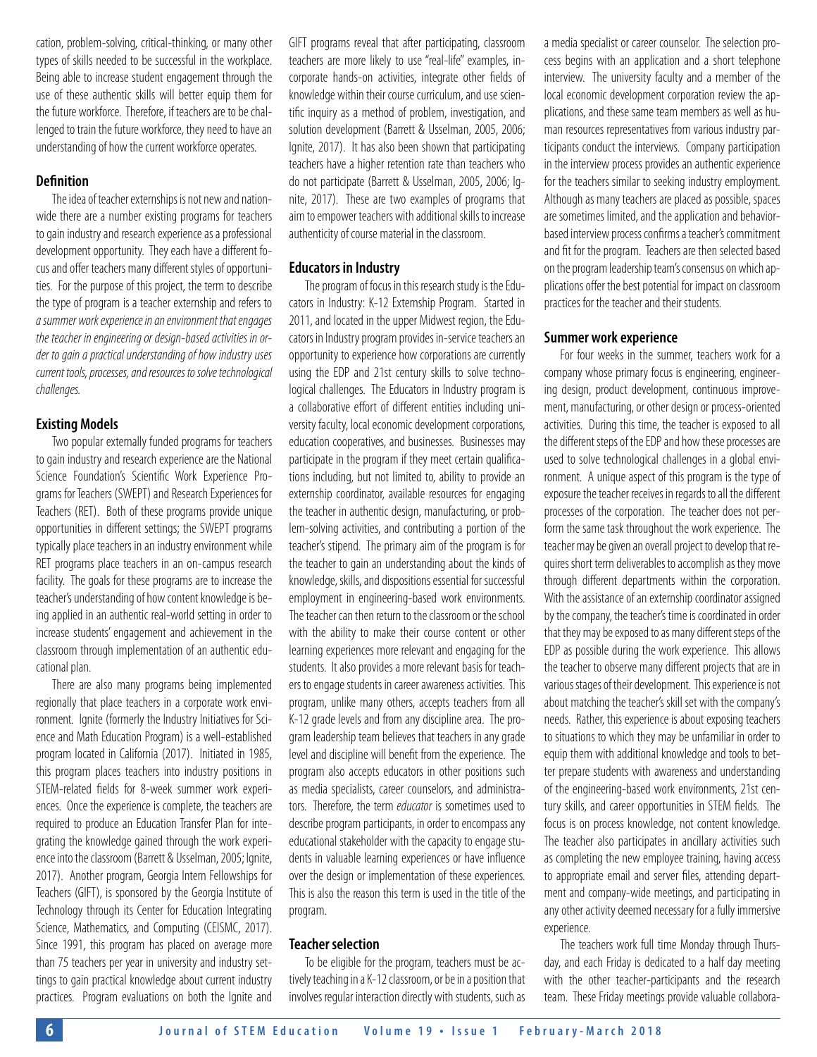cation, problem-solving, critical-thinking, or many other types of skills needed to be successful in the workplace. Being able to increase student engagement through the use of these authentic skills will better equip them for the future workforce. Therefore, if teachers are to be challenged to train the future workforce, they need to have an understanding of how the current workforce operates.

## Definition

The idea of teacher externships is not new and nationwide there are a number existing programs for teachers to gain industry and research experience as a professional development opportunity. They each have a different focus and offer teachers many different styles of opportunities. For the purpose of this project, the term to describe the type of program is a teacher externship and refers to *a summer work experience in an environment that engages the teacher in engineering or design-based activities in order to gain a practical understanding of how industry uses current tools, processes, and resources to solve technological challenges.*

## Existing Models

Two popular externally funded programs for teachers to gain industry and research experience are the National Science Foundation's Scientific Work Experience Programs for Teachers (SWEPT) and Research Experiences for Teachers (RET). Both of these programs provide unique opportunities in different settings; the SWEPT programs typically place teachers in an industry environment while RET programs place teachers in an on-campus research facility. The goals for these programs are to increase the teacher's understanding of how content knowledge is being applied in an authentic real-world setting in order to increase students' engagement and achievement in the classroom through implementation of an authentic educational plan.

There are also many programs being implemented regionally that place teachers in a corporate work environment. Ignite (formerly the Industry Initiatives for Science and Math Education Program) is a well-established program located in California (2017). Initiated in 1985, this program places teachers into industry positions in STEM-related fields for 8-week summer work experiences. Once the experience is complete, the teachers are required to produce an Education Transfer Plan for integrating the knowledge gained through the work experience into the classroom (Barrett & Usselman, 2005; Ignite, 2017). Another program, Georgia Intern Fellowships for Teachers (GIFT), is sponsored by the Georgia Institute of Technology through its Center for Education Integrating Science, Mathematics, and Computing (CEISMC, 2017). Since 1991, this program has placed on average more than 75 teachers per year in university and industry settings to gain practical knowledge about current industry practices. Program evaluations on both the Ignite and GIFT programs reveal that after participating, classroom teachers are more likely to use "real-life" examples, incorporate hands-on activities, integrate other fields of knowledge within their course curriculum, and use scientific inquiry as a method of problem, investigation, and solution development (Barrett & Usselman, 2005, 2006; Ignite, 2017). It has also been shown that participating teachers have a higher retention rate than teachers who do not participate (Barrett & Usselman, 2005, 2006; Ignite, 2017). These are two examples of programs that aim to empower teachers with additional skills to increase authenticity of course material in the classroom.

## Educators in Industry

The program of focus in this research study is the Educators in Industry: K-12 Externship Program. Started in 2011, and located in the upper Midwest region, the Educators in Industry program provides in-service teachers an opportunity to experience how corporations are currently using the EDP and 21st century skills to solve technological challenges. The Educators in Industry program is a collaborative effort of different entities including university faculty, local economic development corporations, education cooperatives, and businesses. Businesses may participate in the program if they meet certain qualifications including, but not limited to, ability to provide an externship coordinator, available resources for engaging the teacher in authentic design, manufacturing, or problem-solving activities, and contributing a portion of the teacher's stipend. The primary aim of the program is for the teacher to gain an understanding about the kinds of knowledge, skills, and dispositions essential for successful employment in engineering-based work environments. The teacher can then return to the classroom or the school with the ability to make their course content or other learning experiences more relevant and engaging for the students. It also provides a more relevant basis for teachers to engage students in career awareness activities. This program, unlike many others, accepts teachers from all K-12 grade levels and from any discipline area. The program leadership team believes that teachers in any grade level and discipline will benefit from the experience. The program also accepts educators in other positions such as media specialists, career counselors, and administrators. Therefore, the term *educator* is sometimes used to describe program participants, in order to encompass any educational stakeholder with the capacity to engage students in valuable learning experiences or have influence over the design or implementation of these experiences. This is also the reason this term is used in the title of the program.

## Teacher selection

To be eligible for the program, teachers must be actively teaching in a K-12 classroom, or be in a position that involves regular interaction directly with students, such as a media specialist or career counselor. The selection process begins with an application and a short telephone interview. The university faculty and a member of the local economic development corporation review the applications, and these same team members as well as human resources representatives from various industry participants conduct the interviews. Company participation in the interview process provides an authentic experience for the teachers similar to seeking industry employment. Although as many teachers are placed as possible, spaces are sometimes limited, and the application and behavior-based interview process confirms a teacher's commitment and fit for the program. Teachers are then selected based on the program leadership team's consensus on which applications offer the best potential for impact on classroom practices for the teacher and their students.

## Summer work experience

For four weeks in the summer, teachers work for a company whose primary focus is engineering, engineering design, product development, continuous improvement, manufacturing, or other design or process-oriented activities. During this time, the teacher is exposed to all the different steps of the EDP and how these processes are used to solve technological challenges in a global environment. A unique aspect of this program is the type of exposure the teacher receives in regards to all the different processes of the corporation. The teacher does not perform the same task throughout the work experience. The teacher may be given an overall project to develop that requires short term deliverables to accomplish as they move through different departments within the corporation. With the assistance of an externship coordinator assigned by the company, the teacher's time is coordinated in order that they may be exposed to as many different steps of the EDP as possible during the work experience. This allows the teacher to observe many different projects that are in various stages of their development. This experience is not about matching the teacher's skill set with the company's needs. Rather, this experience is about exposing teachers to situations to which they may be unfamiliar in order to equip them with additional knowledge and tools to better prepare students with awareness and understanding of the engineering-based work environments, 21st century skills, and career opportunities in STEM fields. The focus is on process knowledge, not content knowledge. The teacher also participates in ancillary activities such as completing the new employee training, having access to appropriate email and server files, attending department and company-wide meetings, and participating in any other activity deemed necessary for a fully immersive experience.

The teachers work full time Monday through Thursday, and each Friday is dedicated to a half day meeting with the other teacher-participants and the research team. These Friday meetings provide valuable collabora-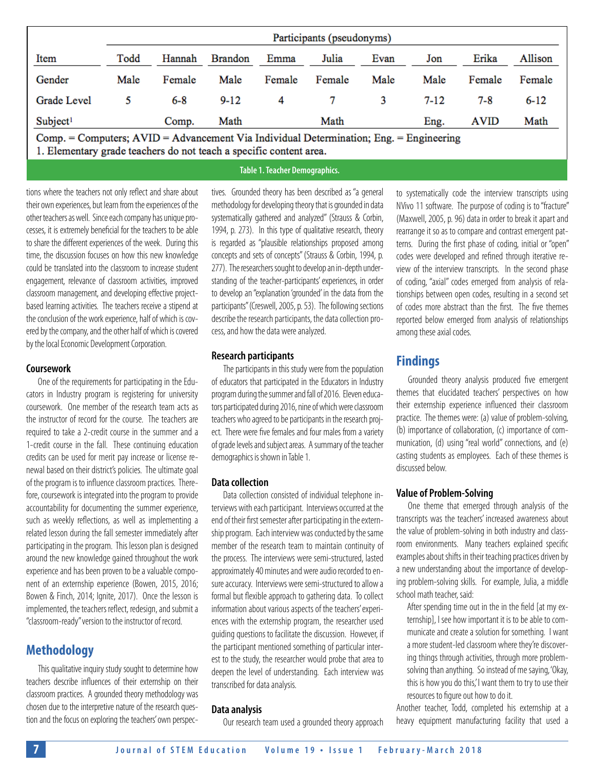| | Participants (pseudonyms) | | | | | | | | |
|---|---|---|---|---|---|---|---|---|---|
| Item | Todd | Hannah | Brandon | Emma | Julia | Evan | Jon | Erika | Allison |
| Gender | Male | Female | Male | Female | Female | Male | Male | Female | Female |
| Grade Level | 5 | 6-8 | 9-12 | 4 | 7 | 3 | 7-12 | 7-8 | 6-12 |
| Subject[1] | | Comp. | Math | | Math | | Eng. | AVID | Math |

Comp. = Computers; AVID = Advancement Via Individual Determination; Eng. = Engineering
1. Elementary grade teachers do not teach a specific content area.

**Table 1. Teacher Demographics.**

tions where the teachers not only reflect and share about their own experiences, but learn from the experiences of the other teachers as well. Since each company has unique processes, it is extremely beneficial for the teachers to be able to share the different experiences of the week. During this time, the discussion focuses on how this new knowledge could be translated into the classroom to increase student engagement, relevance of classroom activities, improved classroom management, and developing effective project-based learning activities. The teachers receive a stipend at the conclusion of the work experience, half of which is covered by the company, and the other half of which is covered by the local Economic Development Corporation.

### Coursework

One of the requirements for participating in the Educators in Industry program is registering for university coursework. One member of the research team acts as the instructor of record for the course. The teachers are required to take a 2-credit course in the summer and a 1-credit course in the fall. These continuing education credits can be used for merit pay increase or license renewal based on their district's policies. The ultimate goal of the program is to influence classroom practices. Therefore, coursework is integrated into the program to provide accountability for documenting the summer experience, such as weekly reflections, as well as implementing a related lesson during the fall semester immediately after participating in the program. This lesson plan is designed around the new knowledge gained throughout the work experience and has been proven to be a valuable component of an externship experience (Bowen, 2015, 2016; Bowen & Finch, 2014; Ignite, 2017). Once the lesson is implemented, the teachers reflect, redesign, and submit a "classroom-ready" version to the instructor of record.

## Methodology

This qualitative inquiry study sought to determine how teachers describe influences of their externship on their classroom practices. A grounded theory methodology was chosen due to the interpretive nature of the research question and the focus on exploring the teachers' own perspectives. Grounded theory has been described as "a general methodology for developing theory that is grounded in data systematically gathered and analyzed" (Strauss & Corbin, 1994, p. 273). In this type of qualitative research, theory is regarded as "plausible relationships proposed among concepts and sets of concepts" (Strauss & Corbin, 1994, p. 277). The researchers sought to develop an in-depth understanding of the teacher-participants' experiences, in order to develop an "explanation 'grounded' in the data from the participants" (Creswell, 2005, p. 53). The following sections describe the research participants, the data collection process, and how the data were analyzed.

### Research participants

The participants in this study were from the population of educators that participated in the Educators in Industry program during the summer and fall of 2016. Eleven educators participated during 2016, nine of which were classroom teachers who agreed to be participants in the research project. There were five females and four males from a variety of grade levels and subject areas. A summary of the teacher demographics is shown in Table 1.

### Data collection

Data collection consisted of individual telephone interviews with each participant. Interviews occurred at the end of their first semester after participating in the externship program. Each interview was conducted by the same member of the research team to maintain continuity of the process. The interviews were semi-structured, lasted approximately 40 minutes and were audio recorded to ensure accuracy. Interviews were semi-structured to allow a formal but flexible approach to gathering data. To collect information about various aspects of the teachers' experiences with the externship program, the researcher used guiding questions to facilitate the discussion. However, if the participant mentioned something of particular interest to the study, the researcher would probe that area to deepen the level of understanding. Each interview was transcribed for data analysis.

### Data analysis

Our research team used a grounded theory approach to systematically code the interview transcripts using NVivo 11 software. The purpose of coding is to "fracture" (Maxwell, 2005, p. 96) data in order to break it apart and rearrange it so as to compare and contrast emergent patterns. During the first phase of coding, initial or "open" codes were developed and refined through iterative review of the interview transcripts. In the second phase of coding, "axial" codes emerged from analysis of relationships between open codes, resulting in a second set of codes more abstract than the first. The five themes reported below emerged from analysis of relationships among these axial codes.

## Findings

Grounded theory analysis produced five emergent themes that elucidated teachers' perspectives on how their externship experience influenced their classroom practice. The themes were: (a) value of problem-solving, (b) importance of collaboration, (c) importance of communication, (d) using "real world" connections, and (e) casting students as employees. Each of these themes is discussed below.

### Value of Problem-Solving

One theme that emerged through analysis of the transcripts was the teachers' increased awareness about the value of problem-solving in both industry and classroom environments. Many teachers explained specific examples about shifts in their teaching practices driven by a new understanding about the importance of developing problem-solving skills. For example, Julia, a middle school math teacher, said:

> After spending time out in the in the field [at my externship], I see how important it is to be able to communicate and create a solution for something. I want a more student-led classroom where they're discovering things through activities, through more problem-solving than anything. So instead of me saying, 'Okay, this is how you do this,' I want them to try to use their resources to figure out how to do it.

Another teacher, Todd, completed his externship at a heavy equipment manufacturing facility that used a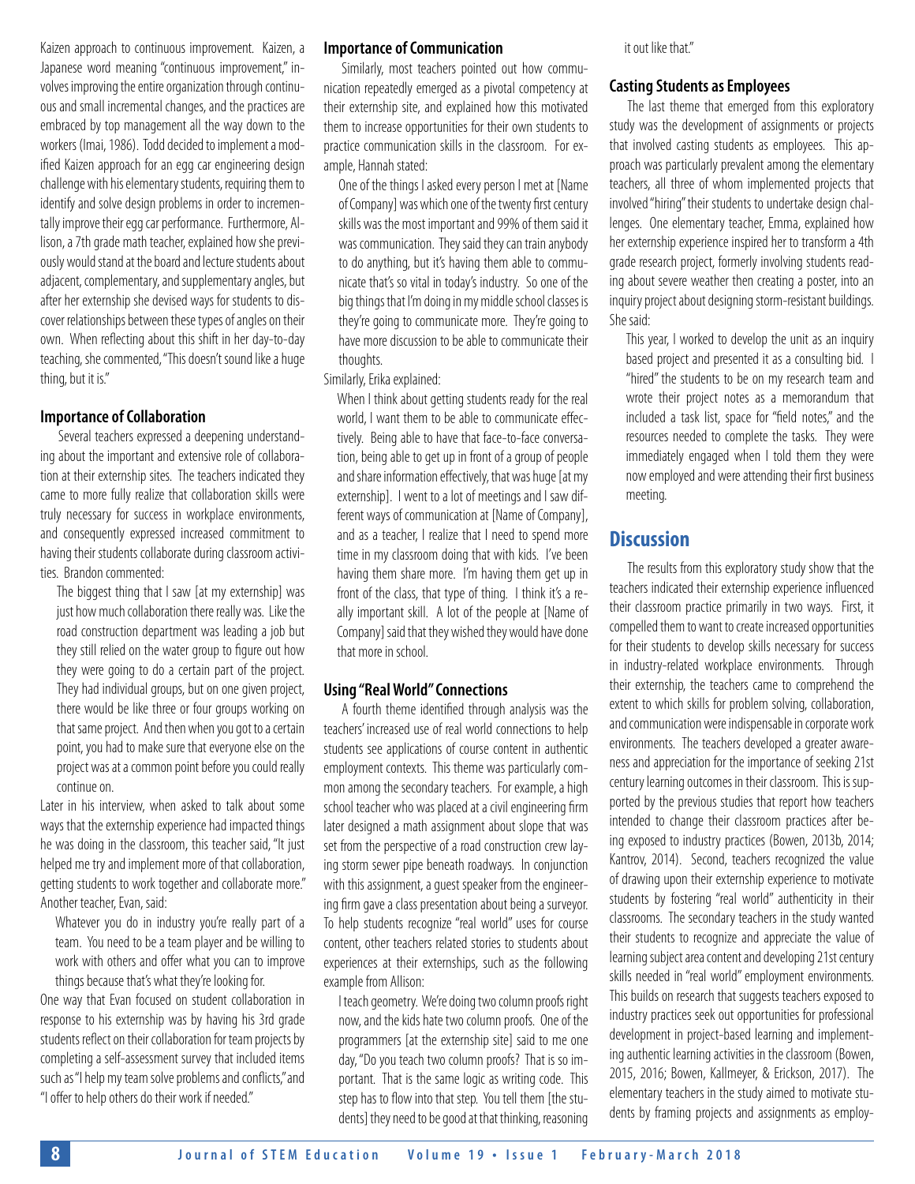Kaizen approach to continuous improvement. Kaizen, a Japanese word meaning "continuous improvement," involves improving the entire organization through continuous and small incremental changes, and the practices are embraced by top management all the way down to the workers (Imai, 1986). Todd decided to implement a modified Kaizen approach for an egg car engineering design challenge with his elementary students, requiring them to identify and solve design problems in order to incrementally improve their egg car performance. Furthermore, Allison, a 7th grade math teacher, explained how she previously would stand at the board and lecture students about adjacent, complementary, and supplementary angles, but after her externship she devised ways for students to discover relationships between these types of angles on their own. When reflecting about this shift in her day-to-day teaching, she commented, "This doesn't sound like a huge thing, but it is."

### Importance of Collaboration

Several teachers expressed a deepening understanding about the important and extensive role of collaboration at their externship sites. The teachers indicated they came to more fully realize that collaboration skills were truly necessary for success in workplace environments, and consequently expressed increased commitment to having their students collaborate during classroom activities. Brandon commented:

> The biggest thing that I saw [at my externship] was just how much collaboration there really was. Like the road construction department was leading a job but they still relied on the water group to figure out how they were going to do a certain part of the project. They had individual groups, but on one given project, there would be like three or four groups working on that same project. And then when you got to a certain point, you had to make sure that everyone else on the project was at a common point before you could really continue on.

Later in his interview, when asked to talk about some ways that the externship experience had impacted things he was doing in the classroom, this teacher said, "It just helped me try and implement more of that collaboration, getting students to work together and collaborate more." Another teacher, Evan, said:

> Whatever you do in industry you're really part of a team. You need to be a team player and be willing to work with others and offer what you can to improve things because that's what they're looking for.

One way that Evan focused on student collaboration in response to his externship was by having his 3rd grade students reflect on their collaboration for team projects by completing a self-assessment survey that included items such as "I help my team solve problems and conflicts," and "I offer to help others do their work if needed."

### Importance of Communication

Similarly, most teachers pointed out how communication repeatedly emerged as a pivotal competency at their externship site, and explained how this motivated them to increase opportunities for their own students to practice communication skills in the classroom. For example, Hannah stated:

> One of the things I asked every person I met at [Name of Company] was which one of the twenty first century skills was the most important and 99% of them said it was communication. They said they can train anybody to do anything, but it's having them able to communicate that's so vital in today's industry. So one of the big things that I'm doing in my middle school classes is they're going to communicate more. They're going to have more discussion to be able to communicate their thoughts.

Similarly, Erika explained:

> When I think about getting students ready for the real world, I want them to be able to communicate effectively. Being able to have that face-to-face conversation, being able to get up in front of a group of people and share information effectively, that was huge [at my externship]. I went to a lot of meetings and I saw different ways of communication at [Name of Company], and as a teacher, I realize that I need to spend more time in my classroom doing that with kids. I've been having them share more. I'm having them get up in front of the class, that type of thing. I think it's a really important skill. A lot of the people at [Name of Company] said that they wished they would have done that more in school.

### Using "Real World" Connections

A fourth theme identified through analysis was the teachers' increased use of real world connections to help students see applications of course content in authentic employment contexts. This theme was particularly common among the secondary teachers. For example, a high school teacher who was placed at a civil engineering firm later designed a math assignment about slope that was set from the perspective of a road construction crew laying storm sewer pipe beneath roadways. In conjunction with this assignment, a guest speaker from the engineering firm gave a class presentation about being a surveyor. To help students recognize "real world" uses for course content, other teachers related stories to students about experiences at their externships, such as the following example from Allison:

> I teach geometry. We're doing two column proofs right now, and the kids hate two column proofs. One of the programmers [at the externship site] said to me one day, "Do you teach two column proofs? That is so important. That is the same logic as writing code. This step has to flow into that step. You tell them [the students] they need to be good at that thinking, reasoning it out like that."

### Casting Students as Employees

The last theme that emerged from this exploratory study was the development of assignments or projects that involved casting students as employees. This approach was particularly prevalent among the elementary teachers, all three of whom implemented projects that involved "hiring" their students to undertake design challenges. One elementary teacher, Emma, explained how her externship experience inspired her to transform a 4th grade research project, formerly involving students reading about severe weather then creating a poster, into an inquiry project about designing storm-resistant buildings. She said:

> This year, I worked to develop the unit as an inquiry based project and presented it as a consulting bid. I "hired" the students to be on my research team and wrote their project notes as a memorandum that included a task list, space for "field notes," and the resources needed to complete the tasks. They were immediately engaged when I told them they were now employed and were attending their first business meeting.

## Discussion

The results from this exploratory study show that the teachers indicated their externship experience influenced their classroom practice primarily in two ways. First, it compelled them to want to create increased opportunities for their students to develop skills necessary for success in industry-related workplace environments. Through their externship, the teachers came to comprehend the extent to which skills for problem solving, collaboration, and communication were indispensable in corporate work environments. The teachers developed a greater awareness and appreciation for the importance of seeking 21st century learning outcomes in their classroom. This is supported by the previous studies that report how teachers intended to change their classroom practices after being exposed to industry practices (Bowen, 2013b, 2014; Kantrov, 2014). Second, teachers recognized the value of drawing upon their externship experience to motivate students by fostering "real world" authenticity in their classrooms. The secondary teachers in the study wanted their students to recognize and appreciate the value of learning subject area content and developing 21st century skills needed in "real world" employment environments. This builds on research that suggests teachers exposed to industry practices seek out opportunities for professional development in project-based learning and implementing authentic learning activities in the classroom (Bowen, 2015, 2016; Bowen, Kallmeyer, & Erickson, 2017). The elementary teachers in the study aimed to motivate students by framing projects and assignments as employ-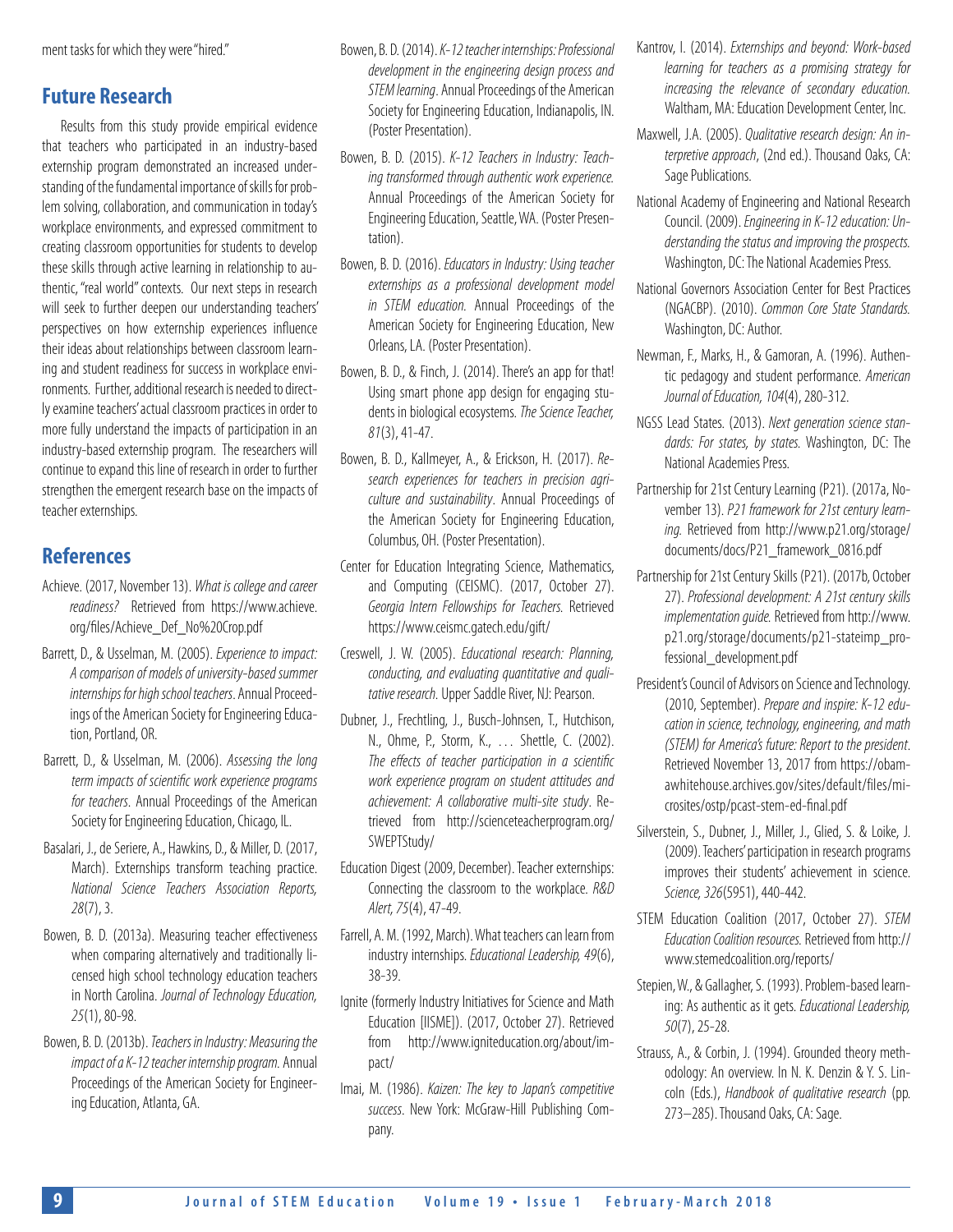ment tasks for which they were "hired."

## Future Research

Results from this study provide empirical evidence that teachers who participated in an industry-based externship program demonstrated an increased understanding of the fundamental importance of skills for problem solving, collaboration, and communication in today's workplace environments, and expressed commitment to creating classroom opportunities for students to develop these skills through active learning in relationship to authentic, "real world" contexts. Our next steps in research will seek to further deepen our understanding teachers' perspectives on how externship experiences influence their ideas about relationships between classroom learning and student readiness for success in workplace environments. Further, additional research is needed to directly examine teachers' actual classroom practices in order to more fully understand the impacts of participation in an industry-based externship program. The researchers will continue to expand this line of research in order to further strengthen the emergent research base on the impacts of teacher externships.

## References

Achieve. (2017, November 13). *What is college and career readiness?* Retrieved from https://www.achieve.org/files/Achieve_Def_No%20Crop.pdf

Barrett, D., & Usselman, M. (2005). *Experience to impact: A comparison of models of university-based summer internships for high school teachers*. Annual Proceedings of the American Society for Engineering Education, Portland, OR.

Barrett, D., & Usselman, M. (2006). *Assessing the long term impacts of scientific work experience programs for teachers*. Annual Proceedings of the American Society for Engineering Education, Chicago, IL.

Basalari, J., de Seriere, A., Hawkins, D., & Miller, D. (2017, March). Externships transform teaching practice. *National Science Teachers Association Reports, 28*(7), 3.

Bowen, B. D. (2013a). Measuring teacher effectiveness when comparing alternatively and traditionally licensed high school technology education teachers in North Carolina. *Journal of Technology Education, 25*(1), 80-98.

Bowen, B. D. (2013b). *Teachers in Industry: Measuring the impact of a K-12 teacher internship program.* Annual Proceedings of the American Society for Engineering Education, Atlanta, GA.

Bowen, B. D. (2014). *K-12 teacher internships: Professional development in the engineering design process and STEM learning*. Annual Proceedings of the American Society for Engineering Education, Indianapolis, IN. (Poster Presentation).

Bowen, B. D. (2015). *K-12 Teachers in Industry: Teaching transformed through authentic work experience.* Annual Proceedings of the American Society for Engineering Education, Seattle, WA. (Poster Presentation).

Bowen, B. D. (2016). *Educators in Industry: Using teacher externships as a professional development model in STEM education.* Annual Proceedings of the American Society for Engineering Education, New Orleans, LA. (Poster Presentation).

Bowen, B. D., & Finch, J. (2014). There's an app for that! Using smart phone app design for engaging students in biological ecosystems. *The Science Teacher, 81*(3), 41-47.

Bowen, B. D., Kallmeyer, A., & Erickson, H. (2017). *Research experiences for teachers in precision agriculture and sustainability*. Annual Proceedings of the American Society for Engineering Education, Columbus, OH. (Poster Presentation).

Center for Education Integrating Science, Mathematics, and Computing (CEISMC). (2017, October 27). *Georgia Intern Fellowships for Teachers.* Retrieved https://www.ceismc.gatech.edu/gift/

Creswell, J. W. (2005). *Educational research: Planning, conducting, and evaluating quantitative and qualitative research.* Upper Saddle River, NJ: Pearson.

Dubner, J., Frechtling, J., Busch-Johnsen, T., Hutchison, N., Ohme, P., Storm, K., . . . Shettle, C. (2002). *The effects of teacher participation in a scientific work experience program on student attitudes and achievement: A collaborative multi-site study*. Retrieved from http://scienceteacherprogram.org/SWEPTStudy/

Education Digest (2009, December). Teacher externships: Connecting the classroom to the workplace. *R&D Alert, 75*(4), 47-49.

Farrell, A. M. (1992, March). What teachers can learn from industry internships. *Educational Leadership, 49*(6), 38-39.

Ignite (formerly Industry Initiatives for Science and Math Education [IISME]). (2017, October 27). Retrieved from http://www.igniteducation.org/about/impact/

Imai, M. (1986). *Kaizen: The key to Japan's competitive success*. New York: McGraw-Hill Publishing Company.

Kantrov, I. (2014). *Externships and beyond: Work-based learning for teachers as a promising strategy for increasing the relevance of secondary education.* Waltham, MA: Education Development Center, Inc.

Maxwell, J.A. (2005). *Qualitative research design: An interpretive approach*, (2nd ed.). Thousand Oaks, CA: Sage Publications.

National Academy of Engineering and National Research Council. (2009). *Engineering in K-12 education: Understanding the status and improving the prospects.* Washington, DC: The National Academies Press.

National Governors Association Center for Best Practices (NGACBP). (2010). *Common Core State Standards.* Washington, DC: Author.

Newman, F., Marks, H., & Gamoran, A. (1996). Authentic pedagogy and student performance. *American Journal of Education, 104*(4), 280-312.

NGSS Lead States. (2013). *Next generation science standards: For states, by states.* Washington, DC: The National Academies Press.

Partnership for 21st Century Learning (P21). (2017a, November 13). *P21 framework for 21st century learning.* Retrieved from http://www.p21.org/storage/documents/docs/P21_framework_0816.pdf

Partnership for 21st Century Skills (P21). (2017b, October 27). *Professional development: A 21st century skills implementation guide.* Retrieved from http://www.p21.org/storage/documents/p21-stateimp_professional_development.pdf

President's Council of Advisors on Science and Technology. (2010, September). *Prepare and inspire: K-12 education in science, technology, engineering, and math (STEM) for America's future: Report to the president*. Retrieved November 13, 2017 from https://obamawhitehouse.archives.gov/sites/default/files/microsites/ostp/pcast-stem-ed-final.pdf

Silverstein, S., Dubner, J., Miller, J., Glied, S. & Loike, J. (2009). Teachers' participation in research programs improves their students' achievement in science. *Science, 326*(5951), 440-442.

STEM Education Coalition (2017, October 27). *STEM Education Coalition resources.* Retrieved from http://www.stemedcoalition.org/reports/

Stepien, W., & Gallagher, S. (1993). Problem-based learning: As authentic as it gets. *Educational Leadership, 50*(7), 25-28.

Strauss, A., & Corbin, J. (1994). Grounded theory methodology: An overview. In N. K. Denzin & Y. S. Lincoln (Eds.), *Handbook of qualitative research* (pp. 273–285). Thousand Oaks, CA: Sage.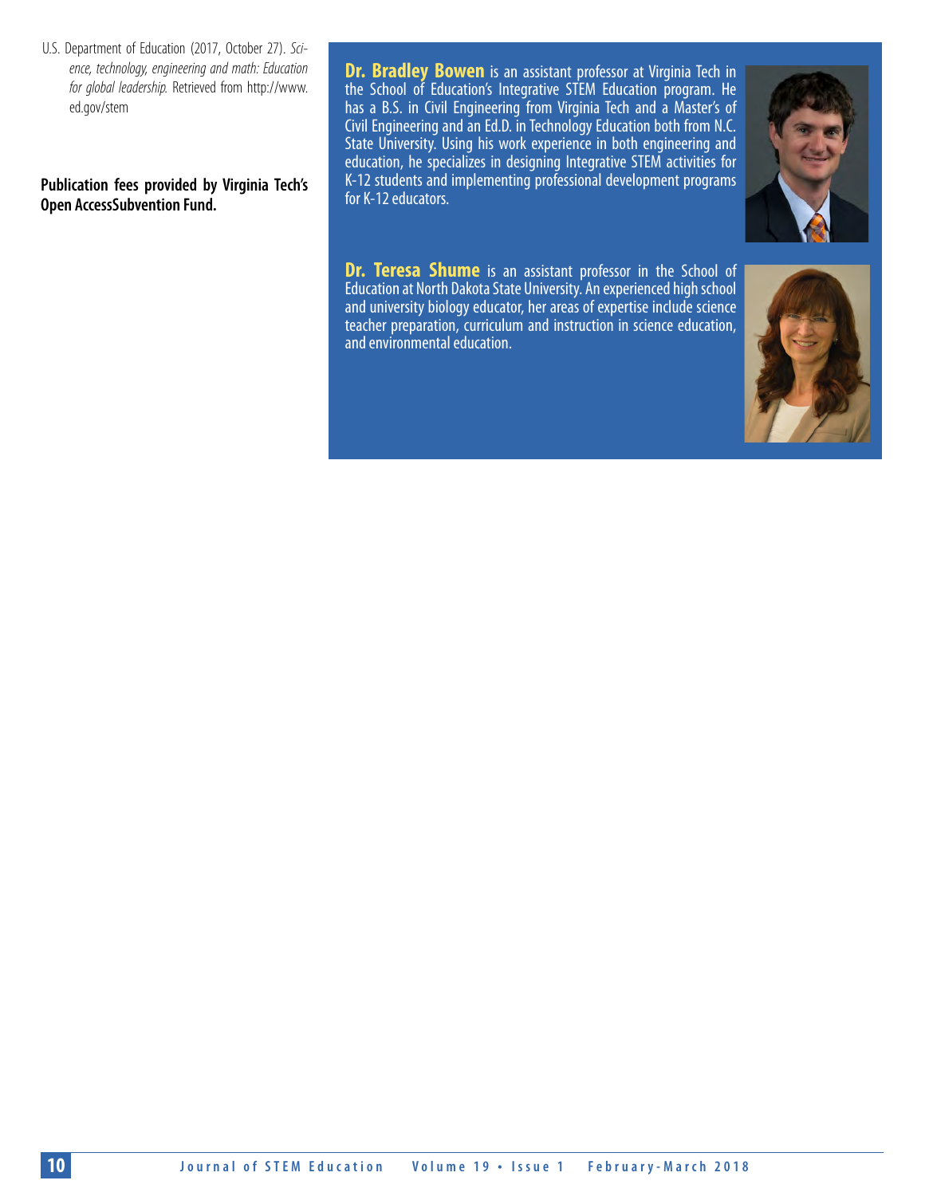U.S. Department of Education (2017, October 27). *Science, technology, engineering and math: Education for global leadership.* Retrieved from http://www.ed.gov/stem

**Publication fees provided by Virginia Tech's Open AccessSubvention Fund.**

**Dr. Bradley Bowen** is an assistant professor at Virginia Tech in the School of Education's Integrative STEM Education program. He has a B.S. in Civil Engineering from Virginia Tech and a Master's of Civil Engineering and an Ed.D. in Technology Education both from N.C. State University. Using his work experience in both engineering and education, he specializes in designing Integrative STEM activities for K-12 students and implementing professional development programs for K-12 educators.

**Dr. Teresa Shume** is an assistant professor in the School of Education at North Dakota State University. An experienced high school and university biology educator, her areas of expertise include science teacher preparation, curriculum and instruction in science education, and environmental education.